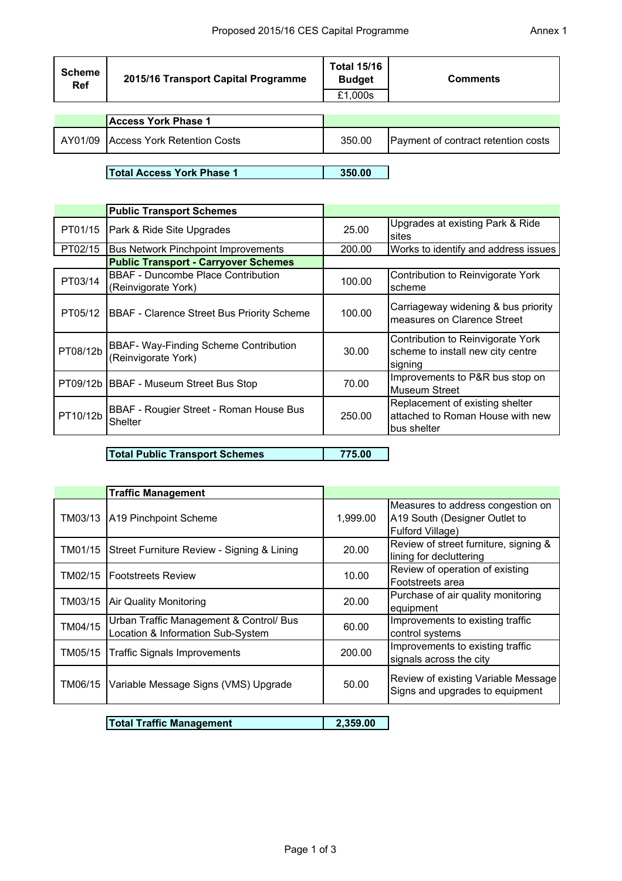# Proposed 2015/16 CES Capital Programme

Annex 1

| Scheme Ref | 2015/16 Transport Capital Programme | Total 15/16 Budget £1,000s | Comments |
|---|---|---|---|
| | **Access York Phase 1** | | |
| AY01/09 | Access York Retention Costs | 350.00 | Payment of contract retention costs |
| | **Total Access York Phase 1** | **350.00** | |
| | **Public Transport Schemes** | | |
| PT01/15 | Park & Ride Site Upgrades | 25.00 | Upgrades at existing Park & Ride sites |
| PT02/15 | Bus Network Pinchpoint Improvements | 200.00 | Works to identify and address issues |
| | **Public Transport - Carryover Schemes** | | |
| PT03/14 | BBAF - Duncombe Place Contribution (Reinvigorate York) | 100.00 | Contribution to Reinvigorate York scheme |
| PT05/12 | BBAF - Clarence Street Bus Priority Scheme | 100.00 | Carriageway widening & bus priority measures on Clarence Street |
| PT08/12b | BBAF- Way-Finding Scheme Contribution (Reinvigorate York) | 30.00 | Contribution to Reinvigorate York scheme to install new city centre signing |
| PT09/12b | BBAF - Museum Street Bus Stop | 70.00 | Improvements to P&R bus stop on Museum Street |
| PT10/12b | BBAF - Rougier Street - Roman House Bus Shelter | 250.00 | Replacement of existing shelter attached to Roman House with new bus shelter |
| | **Total Public Transport Schemes** | **775.00** | |
| | **Traffic Management** | | |
| TM03/13 | A19 Pinchpoint Scheme | 1,999.00 | Measures to address congestion on A19 South (Designer Outlet to Fulford Village) |
| TM01/15 | Street Furniture Review - Signing & Lining | 20.00 | Review of street furniture, signing & lining for decluttering |
| TM02/15 | Footstreets Review | 10.00 | Review of operation of existing Footstreets area |
| TM03/15 | Air Quality Monitoring | 20.00 | Purchase of air quality monitoring equipment |
| TM04/15 | Urban Traffic Management & Control/ Bus Location & Information Sub-System | 60.00 | Improvements to existing traffic control systems |
| TM05/15 | Traffic Signals Improvements | 200.00 | Improvements to existing traffic signals across the city |
| TM06/15 | Variable Message Signs (VMS) Upgrade | 50.00 | Review of existing Variable Message Signs and upgrades to equipment |
| | **Total Traffic Management** | **2,359.00** | |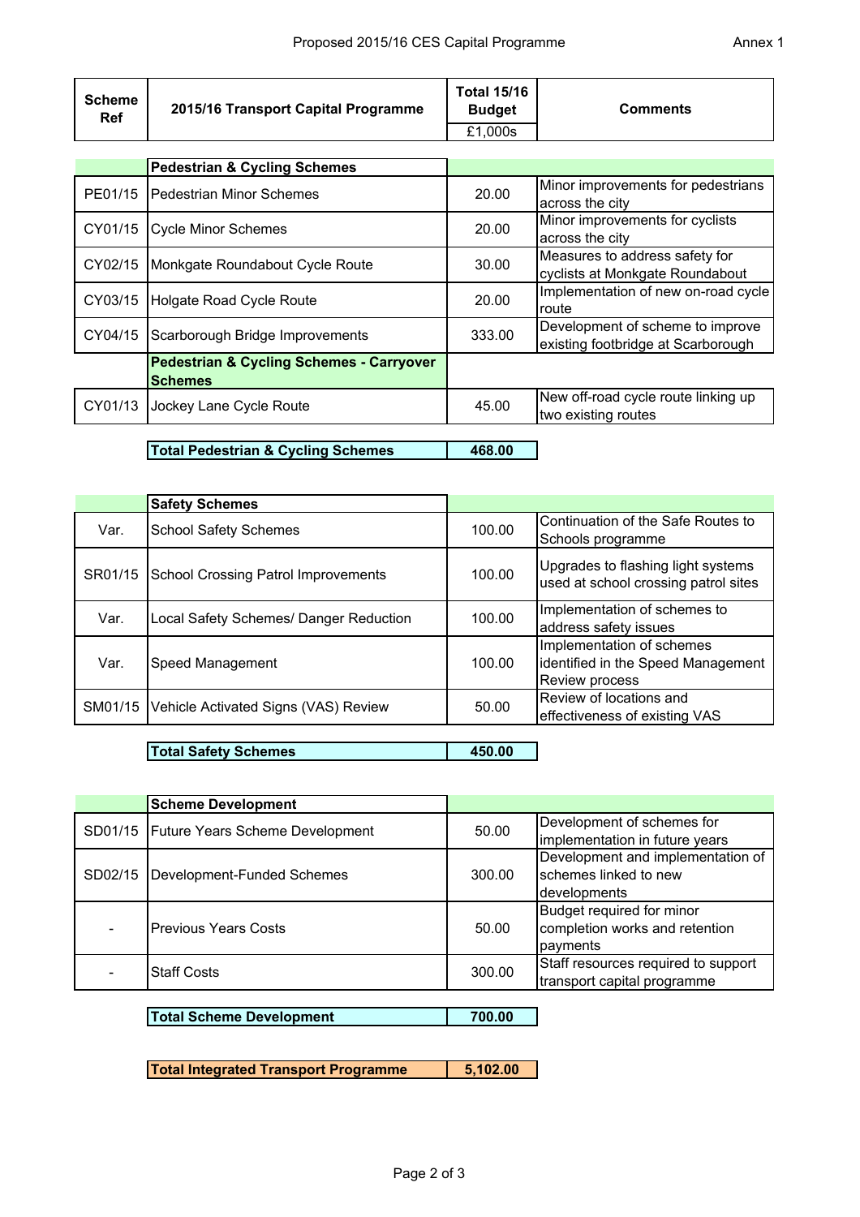Proposed 2015/16 CES Capital Programme

Annex 1

| Scheme Ref | 2015/16 Transport Capital Programme | Total 15/16 Budget £1,000s | Comments |
|---|---|---|---|
| | **Pedestrian & Cycling Schemes** | | |
| PE01/15 | Pedestrian Minor Schemes | 20.00 | Minor improvements for pedestrians across the city |
| CY01/15 | Cycle Minor Schemes | 20.00 | Minor improvements for cyclists across the city |
| CY02/15 | Monkgate Roundabout Cycle Route | 30.00 | Measures to address safety for cyclists at Monkgate Roundabout |
| CY03/15 | Holgate Road Cycle Route | 20.00 | Implementation of new on-road cycle route |
| CY04/15 | Scarborough Bridge Improvements | 333.00 | Development of scheme to improve existing footbridge at Scarborough |
| | **Pedestrian & Cycling Schemes - Carryover Schemes** | | |
| CY01/13 | Jockey Lane Cycle Route | 45.00 | New off-road cycle route linking up two existing routes |
| | **Total Pedestrian & Cycling Schemes** | **468.00** | |
| | **Safety Schemes** | | |
| Var. | School Safety Schemes | 100.00 | Continuation of the Safe Routes to Schools programme |
| SR01/15 | School Crossing Patrol Improvements | 100.00 | Upgrades to flashing light systems used at school crossing patrol sites |
| Var. | Local Safety Schemes/ Danger Reduction | 100.00 | Implementation of schemes to address safety issues |
| Var. | Speed Management | 100.00 | Implementation of schemes identified in the Speed Management Review process |
| SM01/15 | Vehicle Activated Signs (VAS) Review | 50.00 | Review of locations and effectiveness of existing VAS |
| | **Total Safety Schemes** | **450.00** | |
| | **Scheme Development** | | |
| SD01/15 | Future Years Scheme Development | 50.00 | Development of schemes for implementation in future years |
| SD02/15 | Development-Funded Schemes | 300.00 | Development and implementation of schemes linked to new developments |
| - | Previous Years Costs | 50.00 | Budget required for minor completion works and retention payments |
| - | Staff Costs | 300.00 | Staff resources required to support transport capital programme |
| | **Total Scheme Development** | **700.00** | |
| | **Total Integrated Transport Programme** | **5,102.00** | |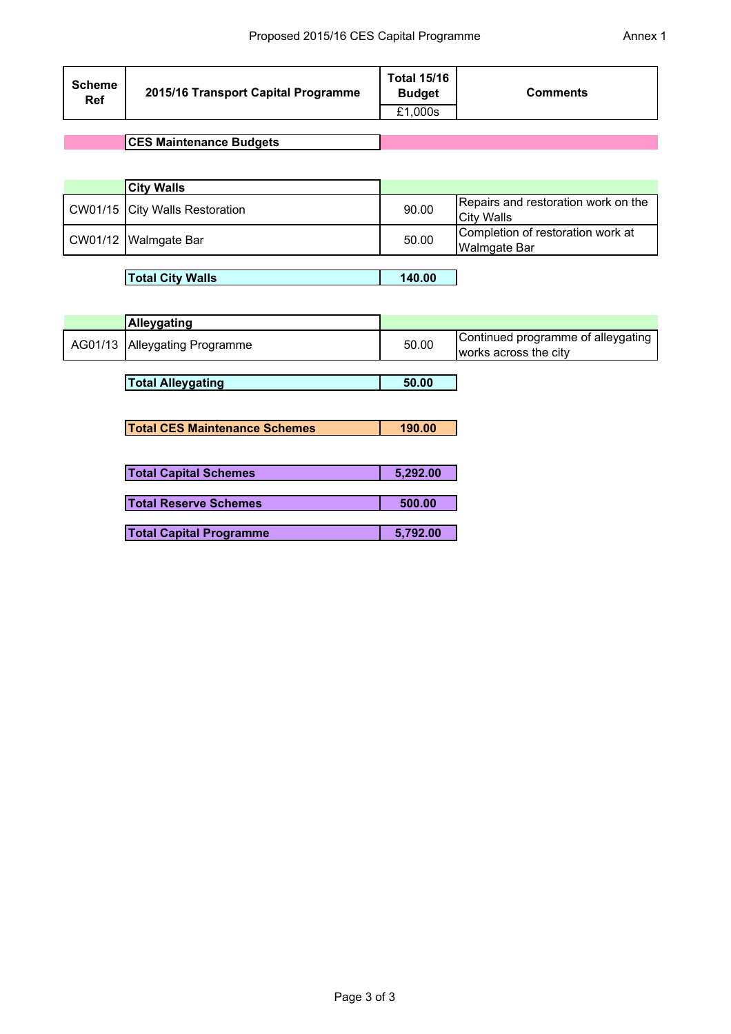Proposed 2015/16 CES Capital Programme

Annex 1

| Scheme Ref | 2015/16 Transport Capital Programme | Total 15/16 Budget £1,000s | Comments |
|---|---|---|---|
| | **CES Maintenance Budgets** | | |
| | **City Walls** | | |
| CW01/15 | City Walls Restoration | 90.00 | Repairs and restoration work on the City Walls |
| CW01/12 | Walmgate Bar | 50.00 | Completion of restoration work at Walmgate Bar |
| | **Total City Walls** | **140.00** | |
| | **Alleygating** | | |
| AG01/13 | Alleygating Programme | 50.00 | Continued programme of alleygating works across the city |
| | **Total Alleygating** | **50.00** | |
| | **Total CES Maintenance Schemes** | **190.00** | |
| | **Total Capital Schemes** | **5,292.00** | |
| | **Total Reserve Schemes** | **500.00** | |
| | **Total Capital Programme** | **5,792.00** | |